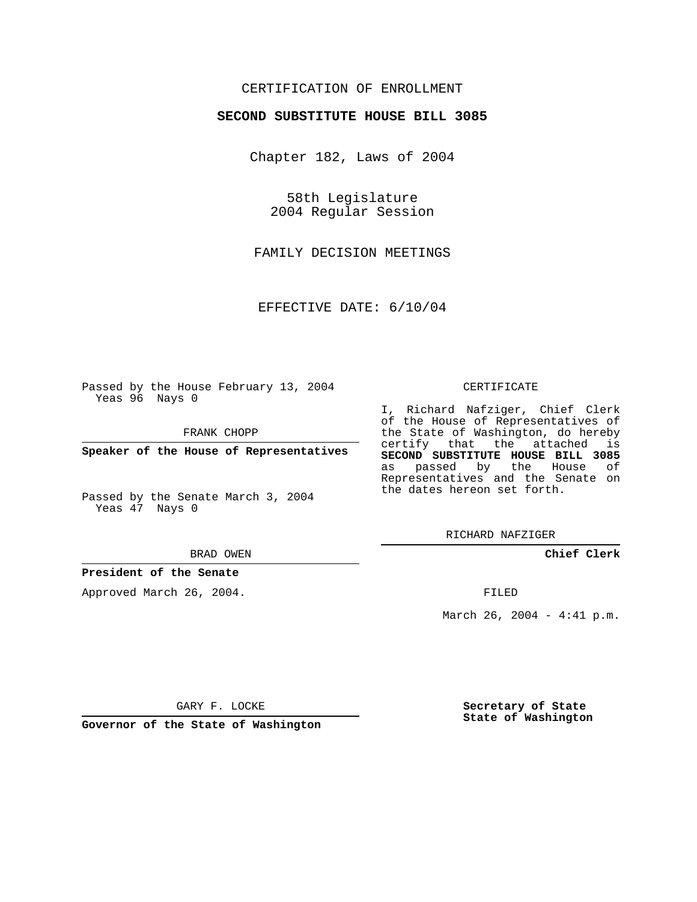CERTIFICATION OF ENROLLMENT

**SECOND SUBSTITUTE HOUSE BILL 3085**

Chapter 182, Laws of 2004

58th Legislature
2004 Regular Session

FAMILY DECISION MEETINGS

EFFECTIVE DATE: 6/10/04

Passed by the House February 13, 2004
Yeas 96 Nays 0

FRANK CHOPP

**Speaker of the House of Representatives**

Passed by the Senate March 3, 2004
Yeas 47 Nays 0

BRAD OWEN

**President of the Senate**

Approved March 26, 2004.

GARY F. LOCKE

**Governor of the State of Washington**

CERTIFICATE

I, Richard Nafziger, Chief Clerk of the House of Representatives of the State of Washington, do hereby certify that the attached is **SECOND SUBSTITUTE HOUSE BILL 3085** as passed by the House of Representatives and the Senate on the dates hereon set forth.

RICHARD NAFZIGER

**Chief Clerk**

FILED

March 26, 2004 - 4:41 p.m.

**Secretary of State**
**State of Washington**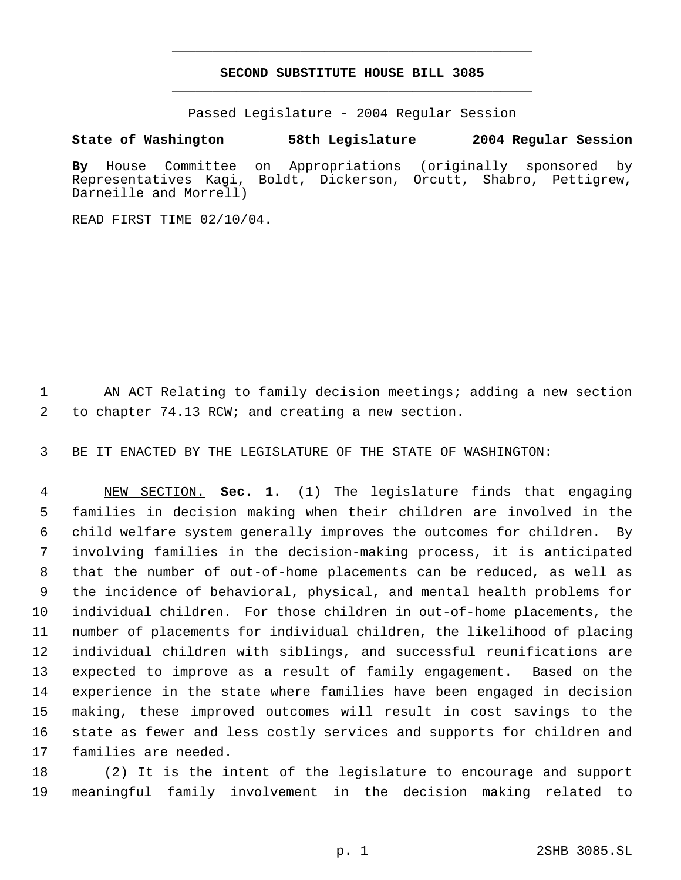# SECOND SUBSTITUTE HOUSE BILL 3085

Passed Legislature - 2004 Regular Session

**State of Washington 58th Legislature 2004 Regular Session**

**By** House Committee on Appropriations (originally sponsored by Representatives Kagi, Boldt, Dickerson, Orcutt, Shabro, Pettigrew, Darneille and Morrell)

READ FIRST TIME 02/10/04.

1 AN ACT Relating to family decision meetings; adding a new section
2 to chapter 74.13 RCW; and creating a new section.

3 BE IT ENACTED BY THE LEGISLATURE OF THE STATE OF WASHINGTON:

4 NEW SECTION. **Sec. 1.** (1) The legislature finds that engaging
5 families in decision making when their children are involved in the
6 child welfare system generally improves the outcomes for children. By
7 involving families in the decision-making process, it is anticipated
8 that the number of out-of-home placements can be reduced, as well as
9 the incidence of behavioral, physical, and mental health problems for
10 individual children. For those children in out-of-home placements, the
11 number of placements for individual children, the likelihood of placing
12 individual children with siblings, and successful reunifications are
13 expected to improve as a result of family engagement. Based on the
14 experience in the state where families have been engaged in decision
15 making, these improved outcomes will result in cost savings to the
16 state as fewer and less costly services and supports for children and
17 families are needed.

18 (2) It is the intent of the legislature to encourage and support
19 meaningful family involvement in the decision making related to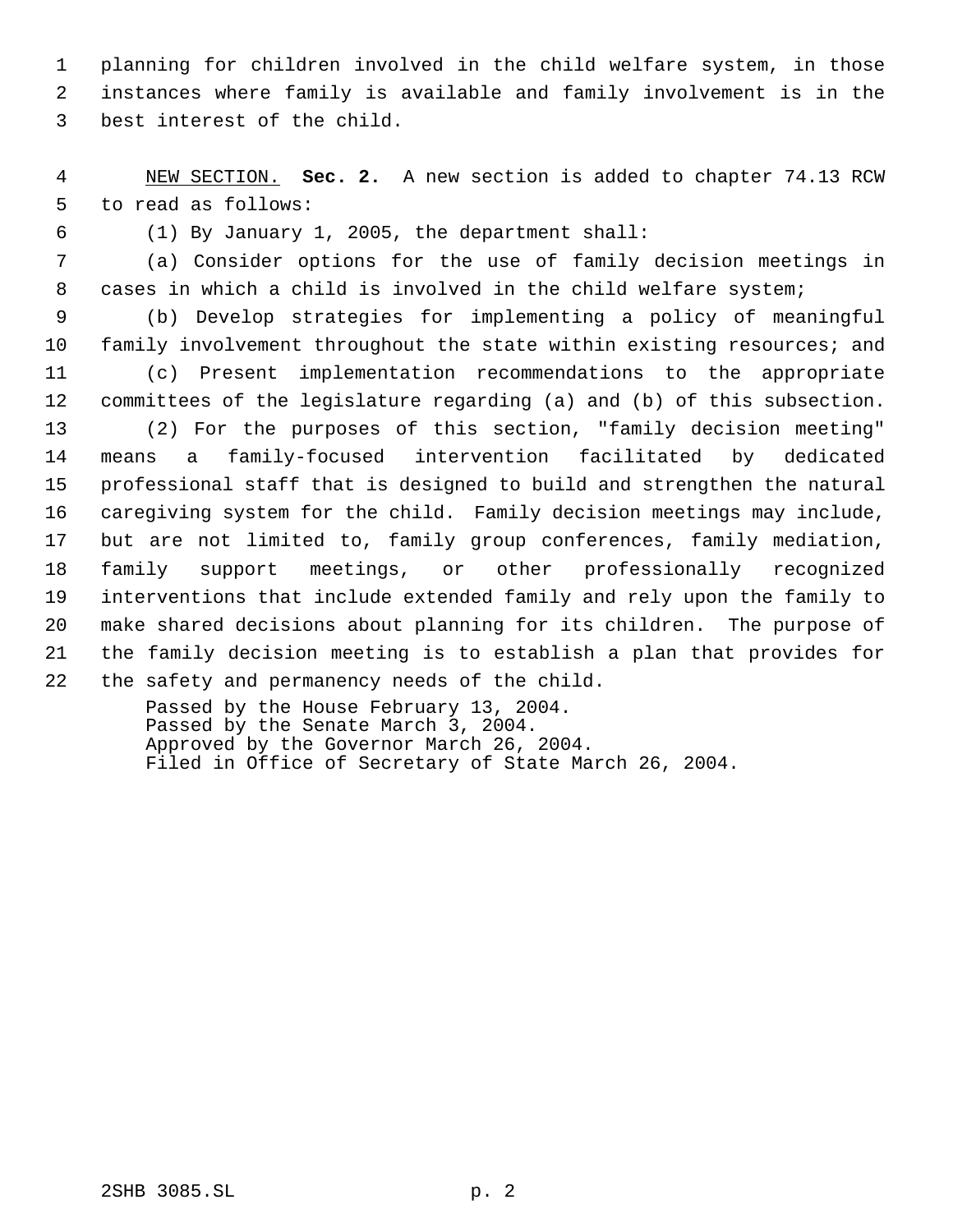planning for children involved in the child welfare system, in those instances where family is available and family involvement is in the best interest of the child.

NEW SECTION. **Sec. 2.** A new section is added to chapter 74.13 RCW to read as follows:

(1) By January 1, 2005, the department shall:

(a) Consider options for the use of family decision meetings in cases in which a child is involved in the child welfare system;

(b) Develop strategies for implementing a policy of meaningful family involvement throughout the state within existing resources; and

(c) Present implementation recommendations to the appropriate committees of the legislature regarding (a) and (b) of this subsection.

(2) For the purposes of this section, "family decision meeting" means a family-focused intervention facilitated by dedicated professional staff that is designed to build and strengthen the natural caregiving system for the child. Family decision meetings may include, but are not limited to, family group conferences, family mediation, family support meetings, or other professionally recognized interventions that include extended family and rely upon the family to make shared decisions about planning for its children. The purpose of the family decision meeting is to establish a plan that provides for the safety and permanency needs of the child.

Passed by the House February 13, 2004.
Passed by the Senate March 3, 2004.
Approved by the Governor March 26, 2004.
Filed in Office of Secretary of State March 26, 2004.